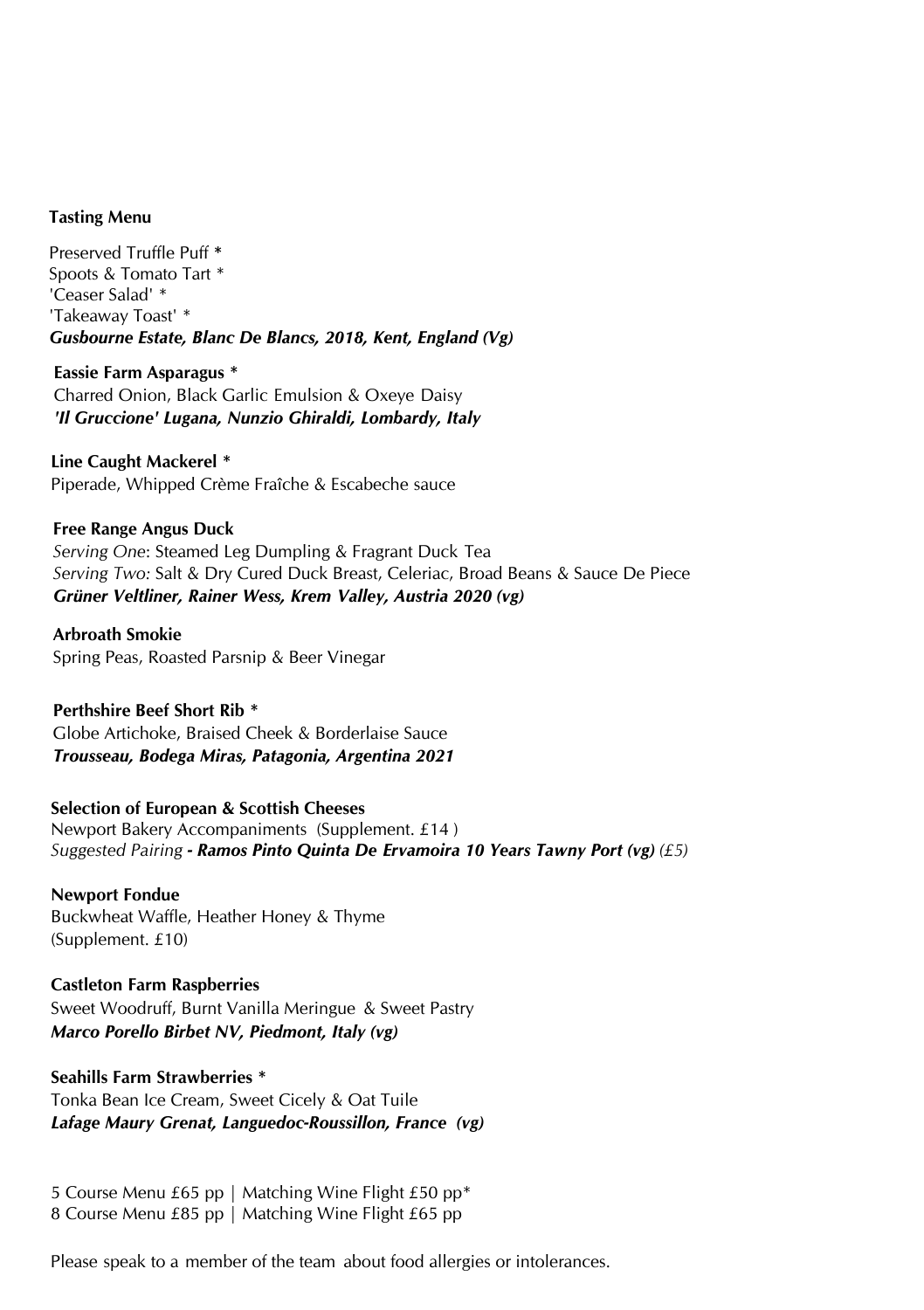**Tasting Menu**

Preserved Truffle Puff *
Spoots & Tomato Tart *
'Ceaser Salad' *
'Takeaway Toast' *
***Gusbourne Estate, Blanc De Blancs, 2018, Kent, England (Vg)***

**Eassie Farm Asparagus ***
Charred Onion, Black Garlic Emulsion & Oxeye Daisy
***'Il Gruccione' Lugana, Nunzio Ghiraldi, Lombardy, Italy***

**Line Caught Mackerel ***
Piperade, Whipped Crème Fraîche & Escabeche sauce

**Free Range Angus Duck**
*Serving One*: Steamed Leg Dumpling & Fragrant Duck Tea
*Serving Two:* Salt & Dry Cured Duck Breast, Celeriac, Broad Beans & Sauce De Piece
***Grüner Veltliner, Rainer Wess, Krem Valley, Austria 2020 (vg)***

**Arbroath Smokie**
Spring Peas, Roasted Parsnip & Beer Vinegar

**Perthshire Beef Short Rib ***
Globe Artichoke, Braised Cheek & Borderlaise Sauce
***Trousseau, Bodega Miras, Patagonia, Argentina 2021***

**Selection of European & Scottish Cheeses**
Newport Bakery Accompaniments (Supplement. £14 )
*Suggested Pairing* ***- Ramos Pinto Quinta De Ervamoira 10 Years Tawny Port (vg)*** *(£5)*

**Newport Fondue**
Buckwheat Waffle, Heather Honey & Thyme
(Supplement. £10)

**Castleton Farm Raspberries**
Sweet Woodruff, Burnt Vanilla Meringue & Sweet Pastry
***Marco Porello Birbet NV, Piedmont, Italy (vg)***

**Seahills Farm Strawberries ***
Tonka Bean Ice Cream, Sweet Cicely & Oat Tuile
***Lafage Maury Grenat, Languedoc-Roussillon, France (vg)***

5 Course Menu £65 pp | Matching Wine Flight £50 pp*
8 Course Menu £85 pp | Matching Wine Flight £65 pp

Please speak to a member of the team about food allergies or intolerances.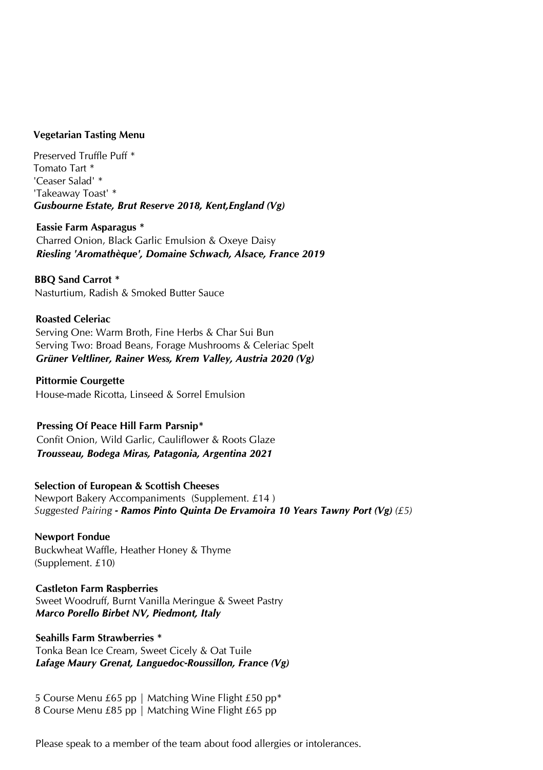**Vegetarian Tasting Menu**

Preserved Truffle Puff *
Tomato Tart *
'Ceaser Salad' *
'Takeaway Toast' *
***Gusbourne Estate, Brut Reserve 2018, Kent,England (Vg)***

**Eassie Farm Asparagus ***
Charred Onion, Black Garlic Emulsion & Oxeye Daisy
***Riesling 'Aromathèque', Domaine Schwach, Alsace, France 2019***

**BBQ Sand Carrot ***
Nasturtium, Radish & Smoked Butter Sauce

**Roasted Celeriac**
Serving One: Warm Broth, Fine Herbs & Char Sui Bun
Serving Two: Broad Beans, Forage Mushrooms & Celeriac Spelt
***Grüner Veltliner, Rainer Wess, Krem Valley, Austria 2020 (Vg)***

**Pittormie Courgette**
House-made Ricotta, Linseed & Sorrel Emulsion

**Pressing Of Peace Hill Farm Parsnip***
Confit Onion, Wild Garlic, Cauliflower & Roots Glaze
***Trousseau, Bodega Miras, Patagonia, Argentina 2021***

**Selection of European & Scottish Cheeses**
Newport Bakery Accompaniments (Supplement. £14 )
*Suggested Pairing* ***- Ramos Pinto Quinta De Ervamoira 10 Years Tawny Port (Vg)*** *(£5)*

**Newport Fondue**
Buckwheat Waffle, Heather Honey & Thyme
(Supplement. £10)

**Castleton Farm Raspberries**
Sweet Woodruff, Burnt Vanilla Meringue & Sweet Pastry
***Marco Porello Birbet NV, Piedmont, Italy***

**Seahills Farm Strawberries ***
Tonka Bean Ice Cream, Sweet Cicely & Oat Tuile
***Lafage Maury Grenat, Languedoc-Roussillon, France (Vg)***

5 Course Menu £65 pp | Matching Wine Flight £50 pp*
8 Course Menu £85 pp | Matching Wine Flight £65 pp

Please speak to a member of the team about food allergies or intolerances.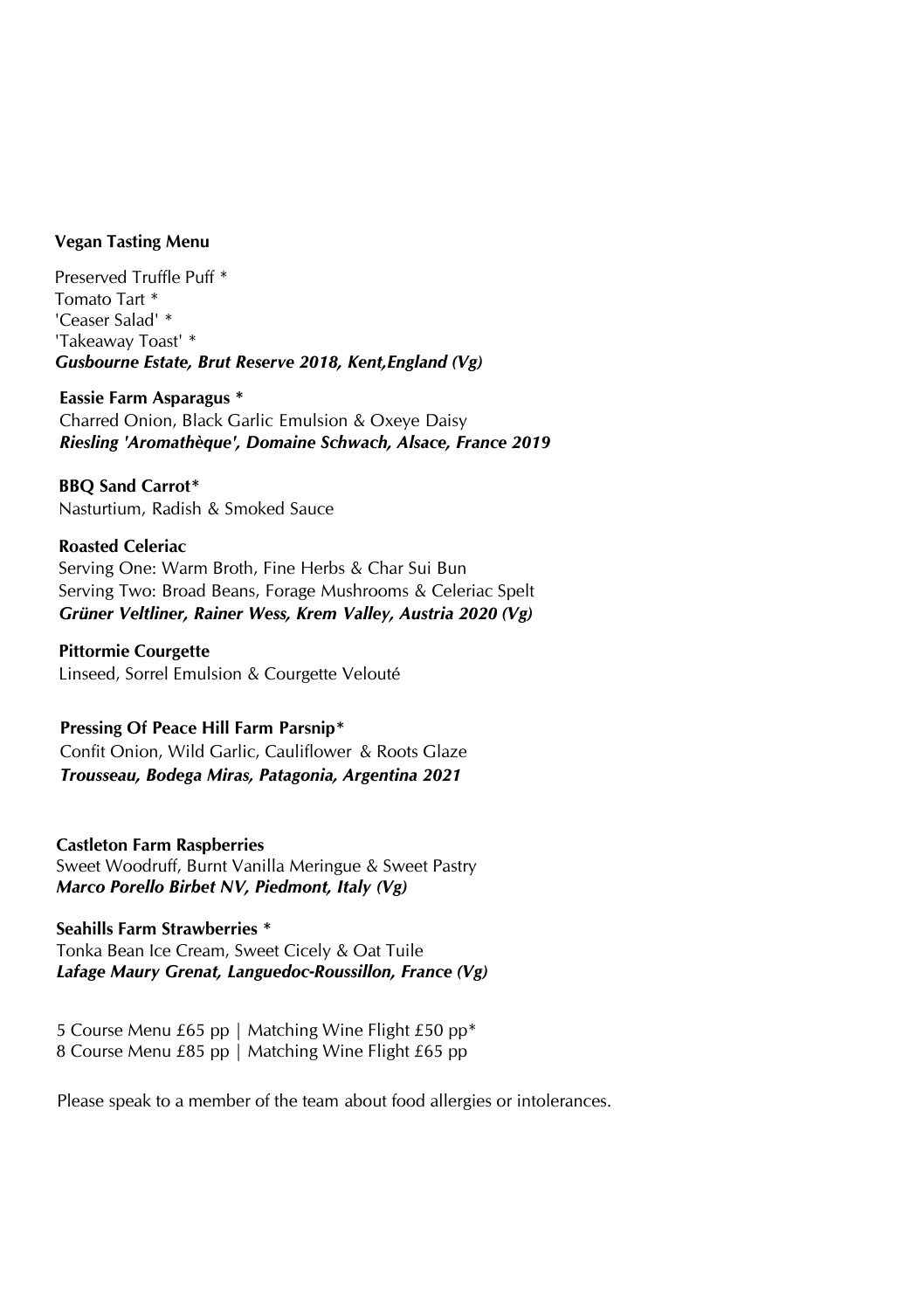**Vegan Tasting Menu**

Preserved Truffle Puff *
Tomato Tart *
'Ceaser Salad' *
'Takeaway Toast' *
***Gusbourne Estate, Brut Reserve 2018, Kent,England (Vg)***

**Eassie Farm Asparagus ***
Charred Onion, Black Garlic Emulsion & Oxeye Daisy
***Riesling 'Aromathèque', Domaine Schwach, Alsace, France 2019***

**BBQ Sand Carrot***
Nasturtium, Radish & Smoked Sauce

**Roasted Celeriac**
Serving One: Warm Broth, Fine Herbs & Char Sui Bun
Serving Two: Broad Beans, Forage Mushrooms & Celeriac Spelt
***Grüner Veltliner, Rainer Wess, Krem Valley, Austria 2020 (Vg)***

**Pittormie Courgette**
Linseed, Sorrel Emulsion & Courgette Velouté

**Pressing Of Peace Hill Farm Parsnip***
Confit Onion, Wild Garlic, Cauliflower & Roots Glaze
***Trousseau, Bodega Miras, Patagonia, Argentina 2021***

**Castleton Farm Raspberries**
Sweet Woodruff, Burnt Vanilla Meringue & Sweet Pastry
***Marco Porello Birbet NV, Piedmont, Italy (Vg)***

**Seahills Farm Strawberries ***
Tonka Bean Ice Cream, Sweet Cicely & Oat Tuile
***Lafage Maury Grenat, Languedoc-Roussillon, France (Vg)***

5 Course Menu £65 pp | Matching Wine Flight £50 pp*
8 Course Menu £85 pp | Matching Wine Flight £65 pp

Please speak to a member of the team about food allergies or intolerances.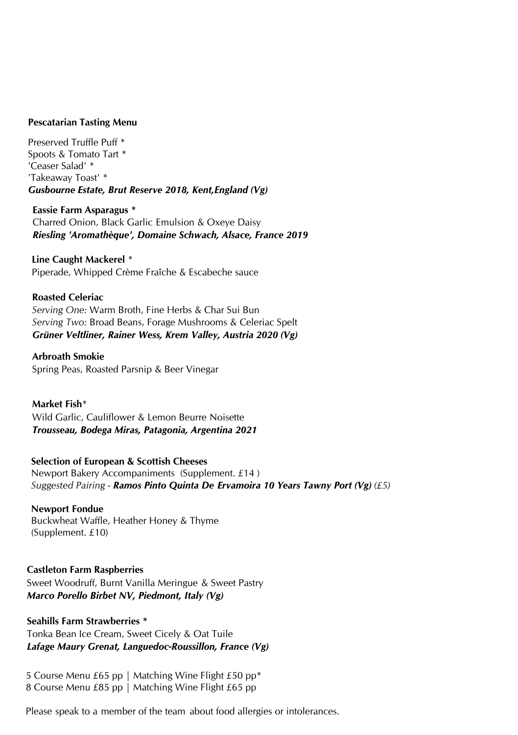**Pescatarian Tasting Menu**

Preserved Truffle Puff *
Spoots & Tomato Tart *
'Ceaser Salad' *
'Takeaway Toast' *
***Gusbourne Estate, Brut Reserve 2018, Kent,England (Vg)***

**Eassie Farm Asparagus ***
Charred Onion, Black Garlic Emulsion & Oxeye Daisy
***Riesling 'Aromathèque', Domaine Schwach, Alsace, France 2019***

**Line Caught Mackerel** *
Piperade, Whipped Crème Fraîche & Escabeche sauce

**Roasted Celeriac**
*Serving One:* Warm Broth, Fine Herbs & Char Sui Bun
*Serving Two:* Broad Beans, Forage Mushrooms & Celeriac Spelt
***Grüner Veltliner, Rainer Wess, Krem Valley, Austria 2020 (Vg)***

**Arbroath Smokie**
Spring Peas, Roasted Parsnip & Beer Vinegar

**Market Fish***
Wild Garlic, Cauliflower & Lemon Beurre Noisette
***Trousseau, Bodega Miras, Patagonia, Argentina 2021***

**Selection of European & Scottish Cheeses**
Newport Bakery Accompaniments (Supplement. £14 )
*Suggested Pairing -* ***Ramos Pinto Quinta De Ervamoira 10 Years Tawny Port (Vg)*** *(£5)*

**Newport Fondue**
Buckwheat Waffle, Heather Honey & Thyme
(Supplement. £10)

**Castleton Farm Raspberries**
Sweet Woodruff, Burnt Vanilla Meringue & Sweet Pastry
***Marco Porello Birbet NV, Piedmont, Italy (Vg)***

**Seahills Farm Strawberries ***
Tonka Bean Ice Cream, Sweet Cicely & Oat Tuile
***Lafage Maury Grenat, Languedoc-Roussillon, France (Vg)***

5 Course Menu £65 pp | Matching Wine Flight £50 pp*
8 Course Menu £85 pp | Matching Wine Flight £65 pp

Please speak to a member of the team about food allergies or intolerances.